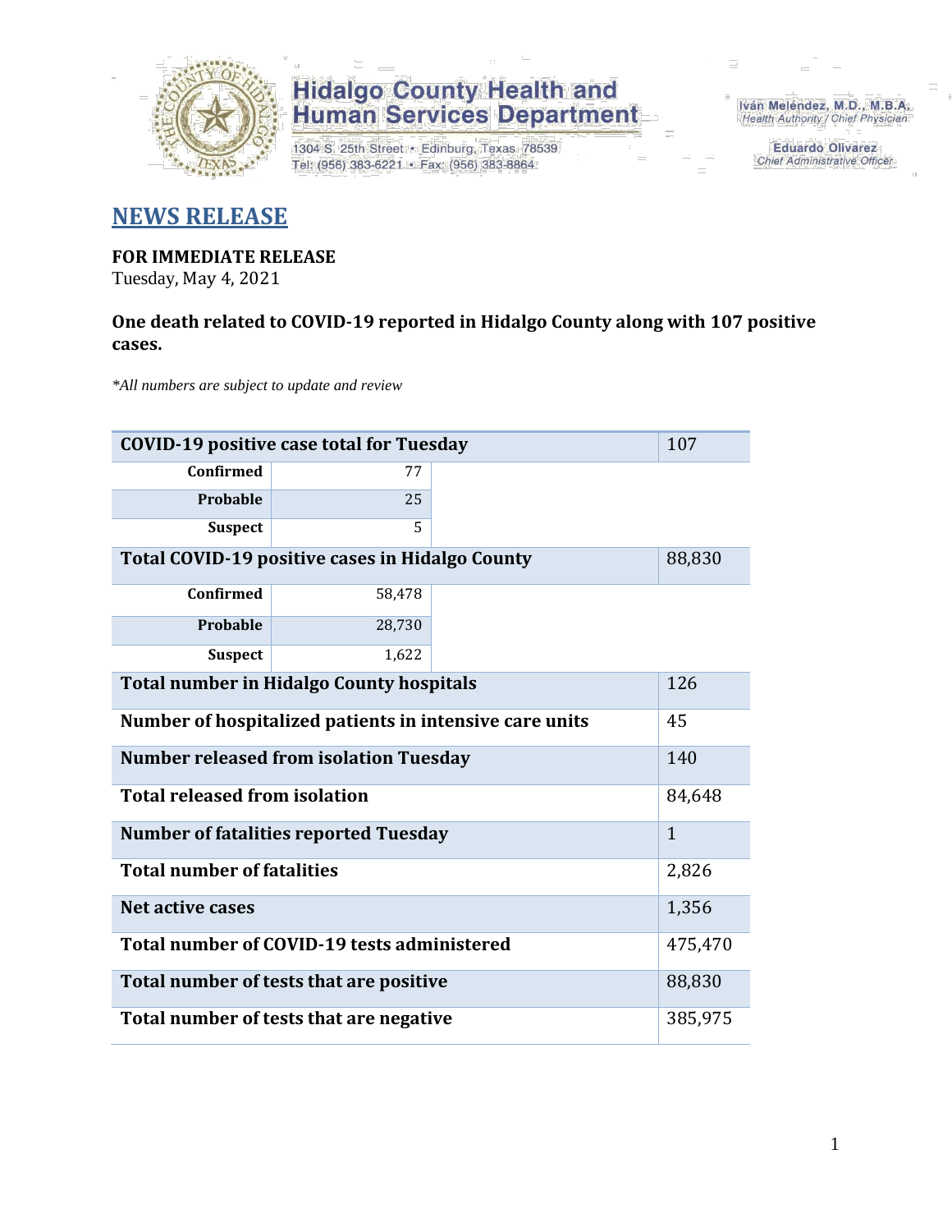**Hidalgo County Health and Human Services Department**

1304 S. 25th Street • Edinburg, Texas 78539
Tel: (956) 383-6221 • Fax: (956) 383-8864

Iván Meléndez, M.D., M.B.A.
*Health Authority / Chief Physician*

Eduardo Olivarez
*Chief Administrative Officer*

# NEWS RELEASE

**FOR IMMEDIATE RELEASE**
Tuesday, May 4, 2021

**One death related to COVID-19 reported in Hidalgo County along with 107 positive cases.**

*\*All numbers are subject to update and review*

| | | |
|---|---|---|
| **COVID-19 positive case total for Tuesday** | | 107 |
| **Confirmed** | 77 | |
| **Probable** | 25 | |
| **Suspect** | 5 | |
| **Total COVID-19 positive cases in Hidalgo County** | | 88,830 |
| **Confirmed** | 58,478 | |
| **Probable** | 28,730 | |
| **Suspect** | 1,622 | |
| **Total number in Hidalgo County hospitals** | | 126 |
| **Number of hospitalized patients in intensive care units** | | 45 |
| **Number released from isolation Tuesday** | | 140 |
| **Total released from isolation** | | 84,648 |
| **Number of fatalities reported Tuesday** | | 1 |
| **Total number of fatalities** | | 2,826 |
| **Net active cases** | | 1,356 |
| **Total number of COVID-19 tests administered** | | 475,470 |
| **Total number of tests that are positive** | | 88,830 |
| **Total number of tests that are negative** | | 385,975 |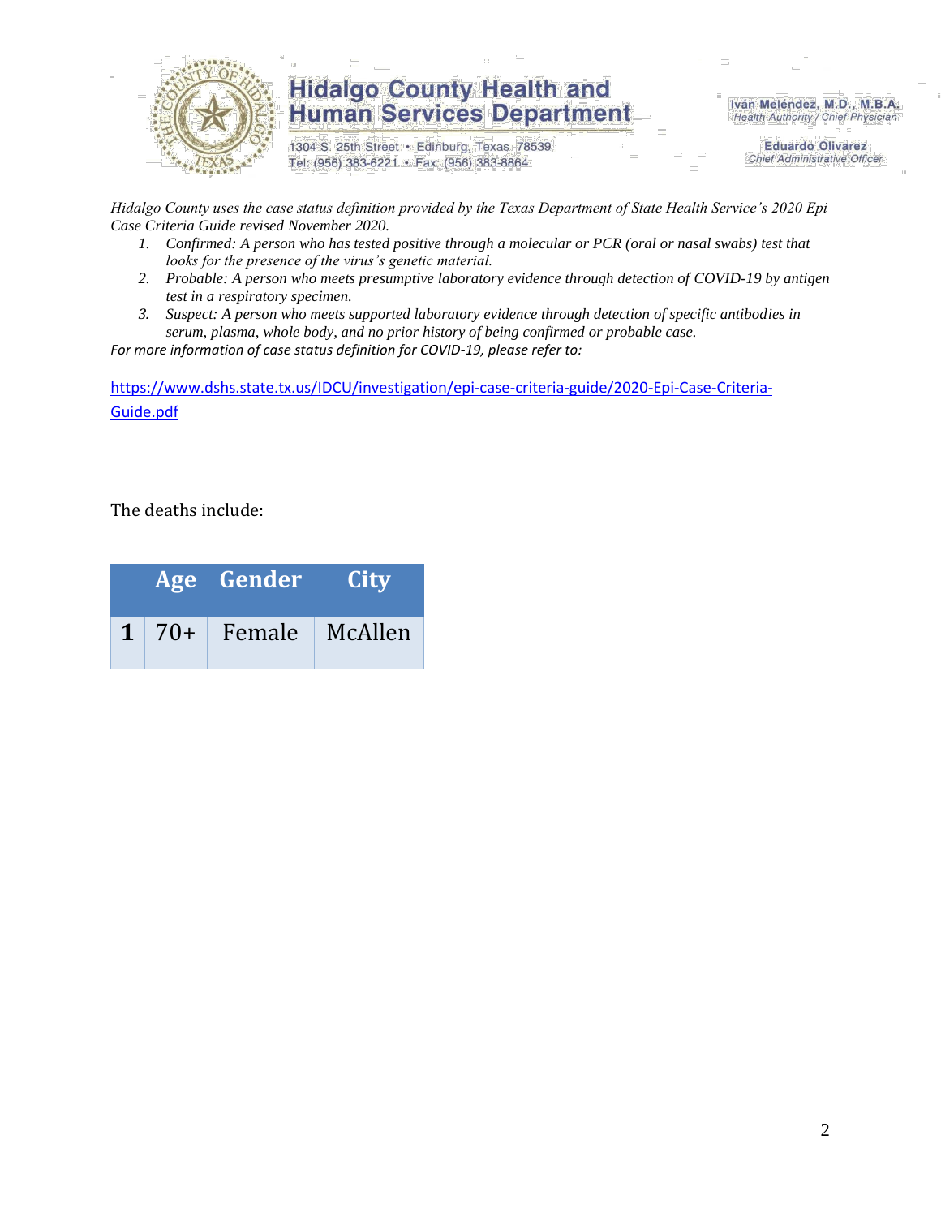*Hidalgo County uses the case status definition provided by the Texas Department of State Health Service's 2020 Epi Case Criteria Guide revised November 2020.*

1. *Confirmed: A person who has tested positive through a molecular or PCR (oral or nasal swabs) test that looks for the presence of the virus's genetic material.*
2. *Probable: A person who meets presumptive laboratory evidence through detection of COVID-19 by antigen test in a respiratory specimen.*
3. *Suspect: A person who meets supported laboratory evidence through detection of specific antibodies in serum, plasma, whole body, and no prior history of being confirmed or probable case.*

*For more information of case status definition for COVID-19, please refer to:*

https://www.dshs.state.tx.us/IDCU/investigation/epi-case-criteria-guide/2020-Epi-Case-Criteria-Guide.pdf

The deaths include:

| | Age | Gender | City |
|---|---|---|---|
| **1** | 70+ | Female | McAllen |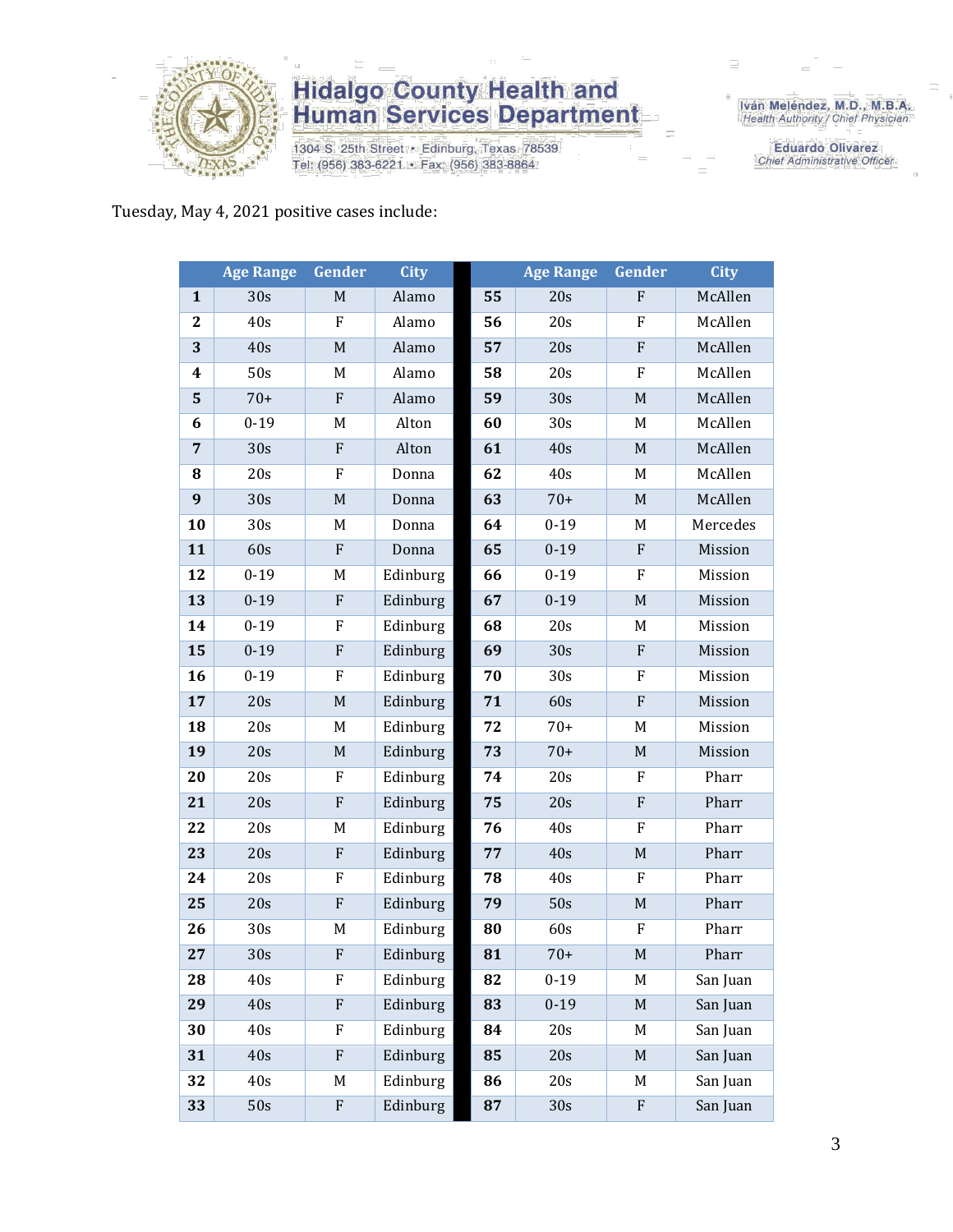# Hidalgo County Health and Human Services Department

1304 S. 25th Street • Edinburg, Texas 78539
Tel: (956) 383-6221 • Fax: (956) 383-8864

Iván Meléndez, M.D., M.B.A.
*Health Authority / Chief Physician*

Eduardo Olivarez
*Chief Administrative Officer*

Tuesday, May 4, 2021 positive cases include:

| | Age Range | Gender | City | | Age Range | Gender | City |
|---|---|---|---|---|---|---|---|
| **1** | 30s | M | Alamo | **55** | 20s | F | McAllen |
| **2** | 40s | F | Alamo | **56** | 20s | F | McAllen |
| **3** | 40s | M | Alamo | **57** | 20s | F | McAllen |
| **4** | 50s | M | Alamo | **58** | 20s | F | McAllen |
| **5** | 70+ | F | Alamo | **59** | 30s | M | McAllen |
| **6** | 0-19 | M | Alton | **60** | 30s | M | McAllen |
| **7** | 30s | F | Alton | **61** | 40s | M | McAllen |
| **8** | 20s | F | Donna | **62** | 40s | M | McAllen |
| **9** | 30s | M | Donna | **63** | 70+ | M | McAllen |
| **10** | 30s | M | Donna | **64** | 0-19 | M | Mercedes |
| **11** | 60s | F | Donna | **65** | 0-19 | F | Mission |
| **12** | 0-19 | M | Edinburg | **66** | 0-19 | F | Mission |
| **13** | 0-19 | F | Edinburg | **67** | 0-19 | M | Mission |
| **14** | 0-19 | F | Edinburg | **68** | 20s | M | Mission |
| **15** | 0-19 | F | Edinburg | **69** | 30s | F | Mission |
| **16** | 0-19 | F | Edinburg | **70** | 30s | F | Mission |
| **17** | 20s | M | Edinburg | **71** | 60s | F | Mission |
| **18** | 20s | M | Edinburg | **72** | 70+ | M | Mission |
| **19** | 20s | M | Edinburg | **73** | 70+ | M | Mission |
| **20** | 20s | F | Edinburg | **74** | 20s | F | Pharr |
| **21** | 20s | F | Edinburg | **75** | 20s | F | Pharr |
| **22** | 20s | M | Edinburg | **76** | 40s | F | Pharr |
| **23** | 20s | F | Edinburg | **77** | 40s | M | Pharr |
| **24** | 20s | F | Edinburg | **78** | 40s | F | Pharr |
| **25** | 20s | F | Edinburg | **79** | 50s | M | Pharr |
| **26** | 30s | M | Edinburg | **80** | 60s | F | Pharr |
| **27** | 30s | F | Edinburg | **81** | 70+ | M | Pharr |
| **28** | 40s | F | Edinburg | **82** | 0-19 | M | San Juan |
| **29** | 40s | F | Edinburg | **83** | 0-19 | M | San Juan |
| **30** | 40s | F | Edinburg | **84** | 20s | M | San Juan |
| **31** | 40s | F | Edinburg | **85** | 20s | M | San Juan |
| **32** | 40s | M | Edinburg | **86** | 20s | M | San Juan |
| **33** | 50s | F | Edinburg | **87** | 30s | F | San Juan |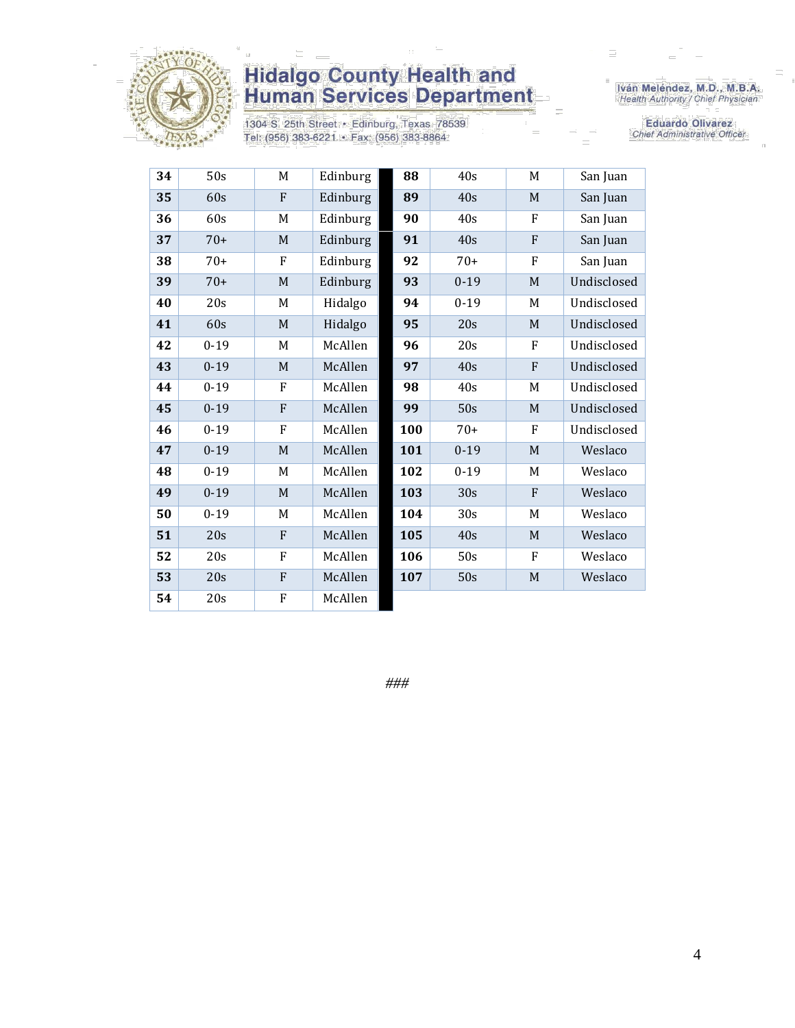| | | | | | | | | |
|---|---|---|---|---|---|---|---|---|
| **34** | 50s | M | Edinburg | | **88** | 40s | M | San Juan |
| **35** | 60s | F | Edinburg | | **89** | 40s | M | San Juan |
| **36** | 60s | M | Edinburg | | **90** | 40s | F | San Juan |
| **37** | 70+ | M | Edinburg | | **91** | 40s | F | San Juan |
| **38** | 70+ | F | Edinburg | | **92** | 70+ | F | San Juan |
| **39** | 70+ | M | Edinburg | | **93** | 0-19 | M | Undisclosed |
| **40** | 20s | M | Hidalgo | | **94** | 0-19 | M | Undisclosed |
| **41** | 60s | M | Hidalgo | | **95** | 20s | M | Undisclosed |
| **42** | 0-19 | M | McAllen | | **96** | 20s | F | Undisclosed |
| **43** | 0-19 | M | McAllen | | **97** | 40s | F | Undisclosed |
| **44** | 0-19 | F | McAllen | | **98** | 40s | M | Undisclosed |
| **45** | 0-19 | F | McAllen | | **99** | 50s | M | Undisclosed |
| **46** | 0-19 | F | McAllen | | **100** | 70+ | F | Undisclosed |
| **47** | 0-19 | M | McAllen | | **101** | 0-19 | M | Weslaco |
| **48** | 0-19 | M | McAllen | | **102** | 0-19 | M | Weslaco |
| **49** | 0-19 | M | McAllen | | **103** | 30s | F | Weslaco |
| **50** | 0-19 | M | McAllen | | **104** | 30s | M | Weslaco |
| **51** | 20s | F | McAllen | | **105** | 40s | M | Weslaco |
| **52** | 20s | F | McAllen | | **106** | 50s | F | Weslaco |
| **53** | 20s | F | McAllen | | **107** | 50s | M | Weslaco |
| **54** | 20s | F | McAllen | | | | | |

###